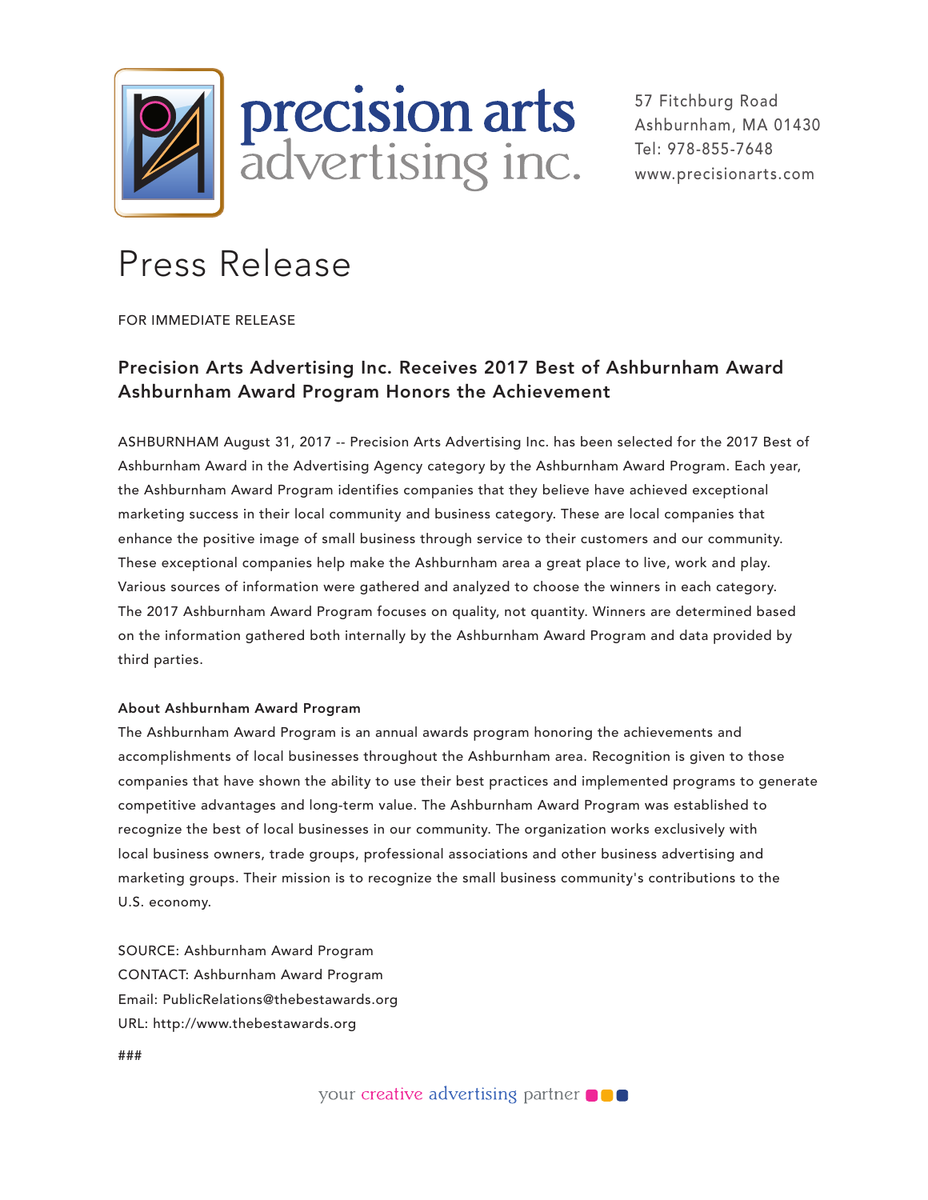precision arts
advertising inc.

57 Fitchburg Road
Ashburnham, MA 01430
Tel: 978-855-7648
www.precisionarts.com

# Press Release

FOR IMMEDIATE RELEASE

## Precision Arts Advertising Inc. Receives 2017 Best of Ashburnham Award
## Ashburnham Award Program Honors the Achievement

ASHBURNHAM August 31, 2017 -- Precision Arts Advertising Inc. has been selected for the 2017 Best of Ashburnham Award in the Advertising Agency category by the Ashburnham Award Program. Each year, the Ashburnham Award Program identifies companies that they believe have achieved exceptional marketing success in their local community and business category. These are local companies that enhance the positive image of small business through service to their customers and our community. These exceptional companies help make the Ashburnham area a great place to live, work and play. Various sources of information were gathered and analyzed to choose the winners in each category. The 2017 Ashburnham Award Program focuses on quality, not quantity. Winners are determined based on the information gathered both internally by the Ashburnham Award Program and data provided by third parties.

**About Ashburnham Award Program**

The Ashburnham Award Program is an annual awards program honoring the achievements and accomplishments of local businesses throughout the Ashburnham area. Recognition is given to those companies that have shown the ability to use their best practices and implemented programs to generate competitive advantages and long-term value. The Ashburnham Award Program was established to recognize the best of local businesses in our community. The organization works exclusively with local business owners, trade groups, professional associations and other business advertising and marketing groups. Their mission is to recognize the small business community's contributions to the U.S. economy.

SOURCE: Ashburnham Award Program
CONTACT: Ashburnham Award Program
Email: PublicRelations@thebestawards.org
URL: http://www.thebestawards.org

###

your creative advertising partner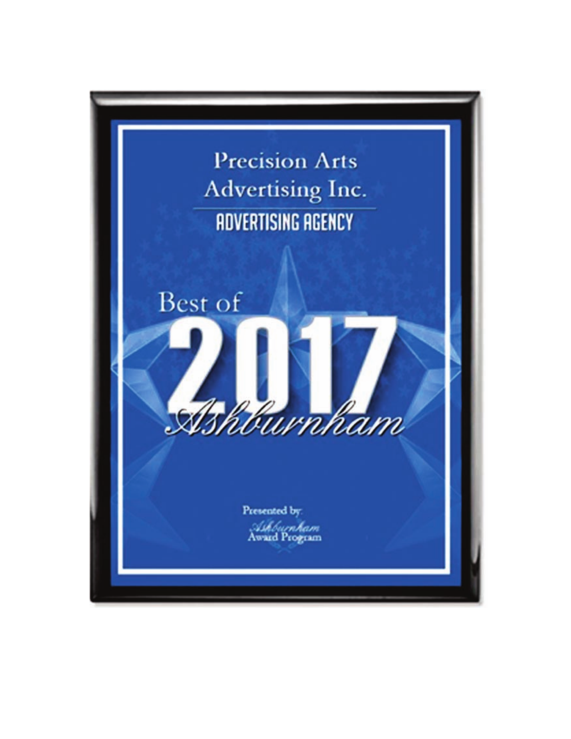Precision Arts Advertising Inc.

ADVERTISING AGENCY

Best of

2017

Ashburnham

Presented by:

Ashburnham Award Program